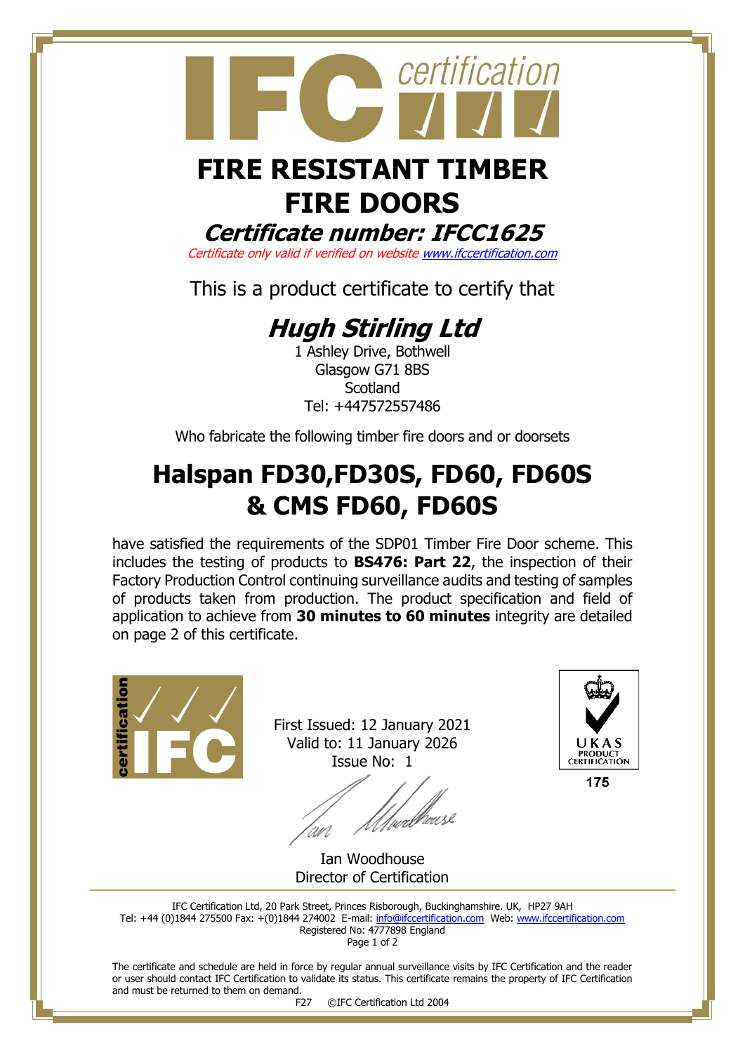# FIRE RESISTANT TIMBER FIRE DOORS

## *Certificate number: IFCC1625*

*Certificate only valid if verified on website www.ifccertification.com*

This is a product certificate to certify that

## *Hugh Stirling Ltd*

1 Ashley Drive, Bothwell
Glasgow G71 8BS
Scotland
Tel: +447572557486

Who fabricate the following timber fire doors and or doorsets

# Halspan FD30,FD30S, FD60, FD60S & CMS FD60, FD60S

have satisfied the requirements of the SDP01 Timber Fire Door scheme. This includes the testing of products to **BS476: Part 22**, the inspection of their Factory Production Control continuing surveillance audits and testing of samples of products taken from production. The product specification and field of application to achieve from **30 minutes to 60 minutes** integrity are detailed on page 2 of this certificate.

First Issued: 12 January 2021
Valid to: 11 January 2026
Issue No: 1

UKAS PRODUCT CERTIFICATION
175

Ian Woodhouse
Director of Certification

IFC Certification Ltd, 20 Park Street, Princes Risborough, Buckinghamshire. UK, HP27 9AH
Tel: +44 (0)1844 275500 Fax: +(0)1844 274002 E-mail: info@ifccertification.com Web: www.ifccertification.com
Registered No: 4777898 England

The certificate and schedule are held in force by regular annual surveillance visits by IFC Certification and the reader or user should contact IFC Certification to validate its status. This certificate remains the property of IFC Certification and must be returned to them on demand.

F27 ©IFC Certification Ltd 2004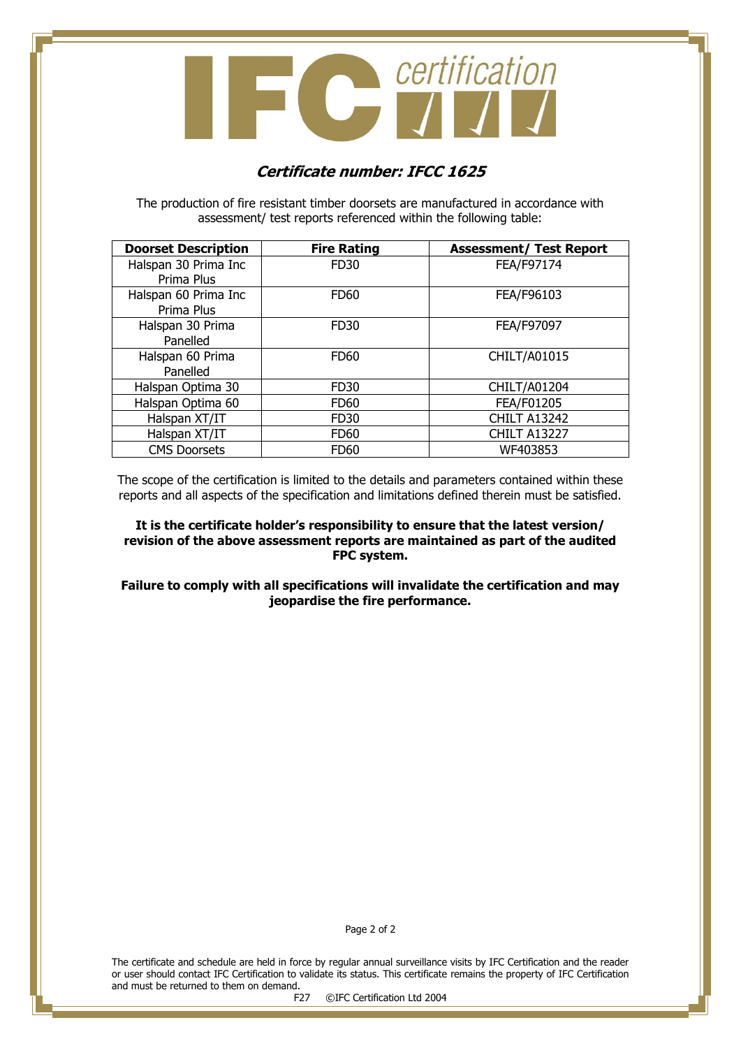# IFC certification

## *Certificate number: IFCC 1625*

The production of fire resistant timber doorsets are manufactured in accordance with assessment/ test reports referenced within the following table:

| Doorset Description | Fire Rating | Assessment/ Test Report |
|---|---|---|
| Halspan 30 Prima Inc Prima Plus | FD30 | FEA/F97174 |
| Halspan 60 Prima Inc Prima Plus | FD60 | FEA/F96103 |
| Halspan 30 Prima Panelled | FD30 | FEA/F97097 |
| Halspan 60 Prima Panelled | FD60 | CHILT/A01015 |
| Halspan Optima 30 | FD30 | CHILT/A01204 |
| Halspan Optima 60 | FD60 | FEA/F01205 |
| Halspan XT/IT | FD30 | CHILT A13242 |
| Halspan XT/IT | FD60 | CHILT A13227 |
| CMS Doorsets | FD60 | WF403853 |

The scope of the certification is limited to the details and parameters contained within these reports and all aspects of the specification and limitations defined therein must be satisfied.

**It is the certificate holder's responsibility to ensure that the latest version/ revision of the above assessment reports are maintained as part of the audited FPC system.**

**Failure to comply with all specifications will invalidate the certification and may jeopardise the fire performance.**

The certificate and schedule are held in force by regular annual surveillance visits by IFC Certification and the reader or user should contact IFC Certification to validate its status. This certificate remains the property of IFC Certification and must be returned to them on demand.

F27 ©IFC Certification Ltd 2004